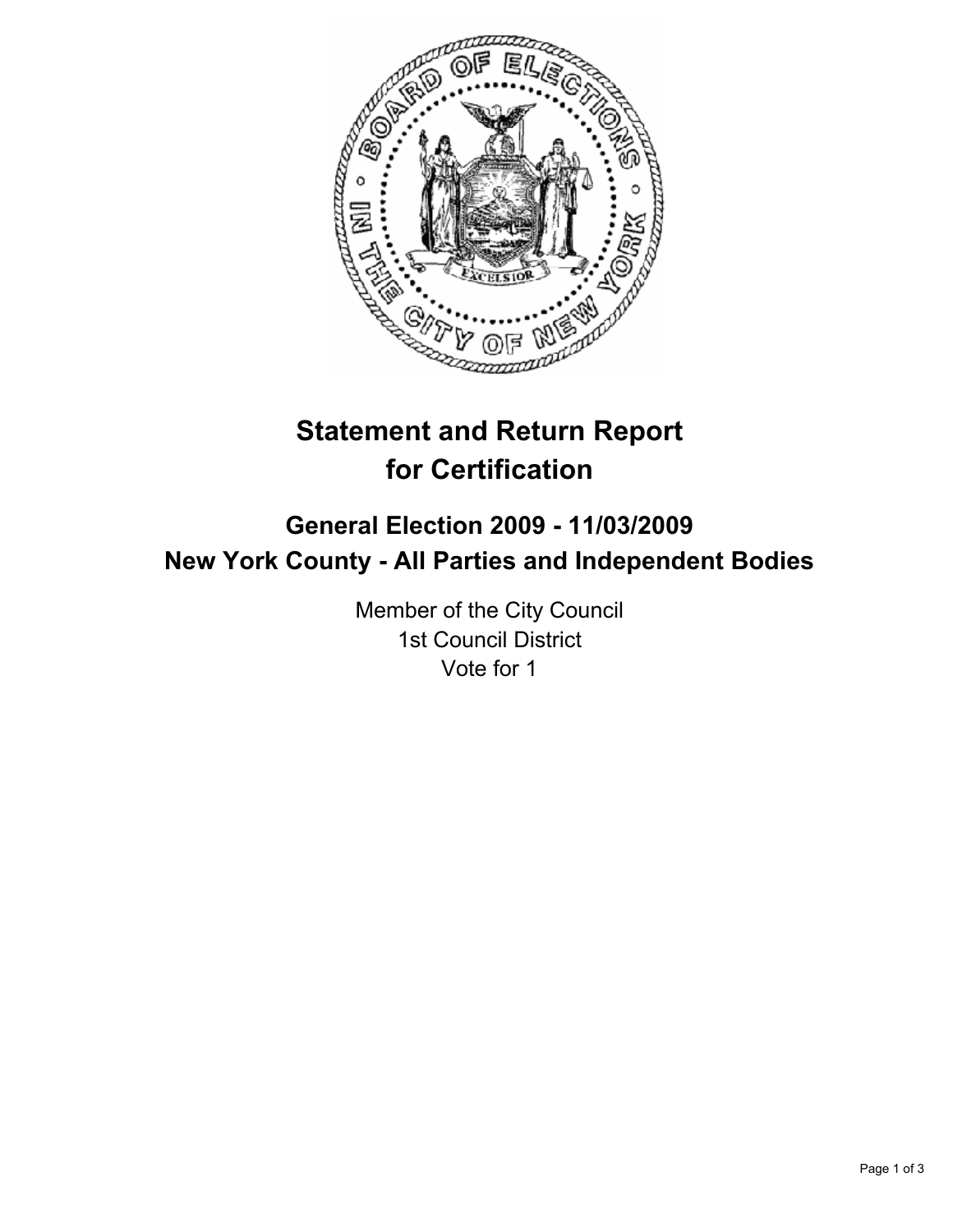# Statement and Return Report for Certification

## General Election 2009 - 11/03/2009
## New York County - All Parties and Independent Bodies

Member of the City Council
1st Council District
Vote for 1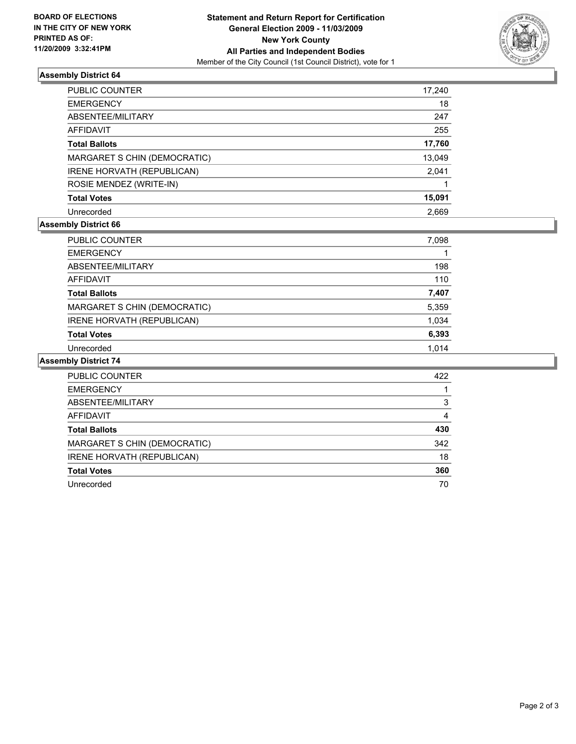**BOARD OF ELECTIONS IN THE CITY OF NEW YORK PRINTED AS OF: 11/20/2009 3:32:41PM**

**Statement and Return Report for Certification**
**General Election 2009 - 11/03/2009**
**New York County**
**All Parties and Independent Bodies**
Member of the City Council (1st Council District), vote for 1

### Assembly District 64

| | |
|---|---|
| PUBLIC COUNTER | 17,240 |
| EMERGENCY | 18 |
| ABSENTEE/MILITARY | 247 |
| AFFIDAVIT | 255 |
| **Total Ballots** | **17,760** |
| MARGARET S CHIN (DEMOCRATIC) | 13,049 |
| IRENE HORVATH (REPUBLICAN) | 2,041 |
| ROSIE MENDEZ (WRITE-IN) | 1 |
| **Total Votes** | **15,091** |
| Unrecorded | 2,669 |

### Assembly District 66

| | |
|---|---|
| PUBLIC COUNTER | 7,098 |
| EMERGENCY | 1 |
| ABSENTEE/MILITARY | 198 |
| AFFIDAVIT | 110 |
| **Total Ballots** | **7,407** |
| MARGARET S CHIN (DEMOCRATIC) | 5,359 |
| IRENE HORVATH (REPUBLICAN) | 1,034 |
| **Total Votes** | **6,393** |
| Unrecorded | 1,014 |

### Assembly District 74

| | |
|---|---|
| PUBLIC COUNTER | 422 |
| EMERGENCY | 1 |
| ABSENTEE/MILITARY | 3 |
| AFFIDAVIT | 4 |
| **Total Ballots** | **430** |
| MARGARET S CHIN (DEMOCRATIC) | 342 |
| IRENE HORVATH (REPUBLICAN) | 18 |
| **Total Votes** | **360** |
| Unrecorded | 70 |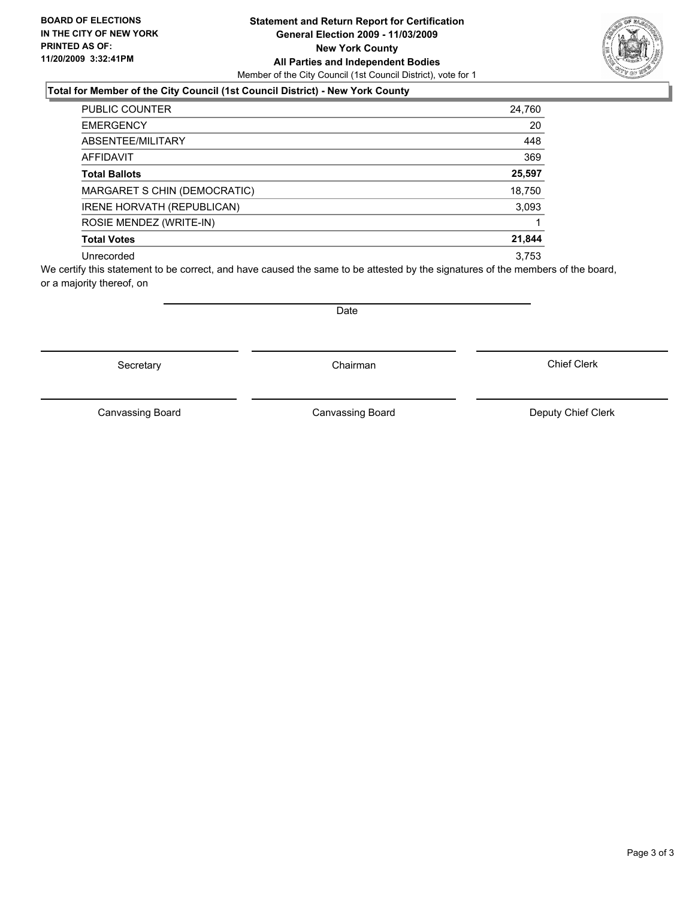**BOARD OF ELECTIONS IN THE CITY OF NEW YORK PRINTED AS OF: 11/20/2009 3:32:41PM**

**Statement and Return Report for Certification**
**General Election 2009 - 11/03/2009**
**New York County**
**All Parties and Independent Bodies**
Member of the City Council (1st Council District), vote for 1

**Total for Member of the City Council (1st Council District) - New York County**

| | |
|---|---|
| PUBLIC COUNTER | 24,760 |
| EMERGENCY | 20 |
| ABSENTEE/MILITARY | 448 |
| AFFIDAVIT | 369 |
| **Total Ballots** | **25,597** |
| MARGARET S CHIN (DEMOCRATIC) | 18,750 |
| IRENE HORVATH (REPUBLICAN) | 3,093 |
| ROSIE MENDEZ (WRITE-IN) | 1 |
| **Total Votes** | **21,844** |
| Unrecorded | 3,753 |

We certify this statement to be correct, and have caused the same to be attested by the signatures of the members of the board, or a majority thereof, on

Date

Secretary    Chairman    Chief Clerk

Canvassing Board    Canvassing Board    Deputy Chief Clerk